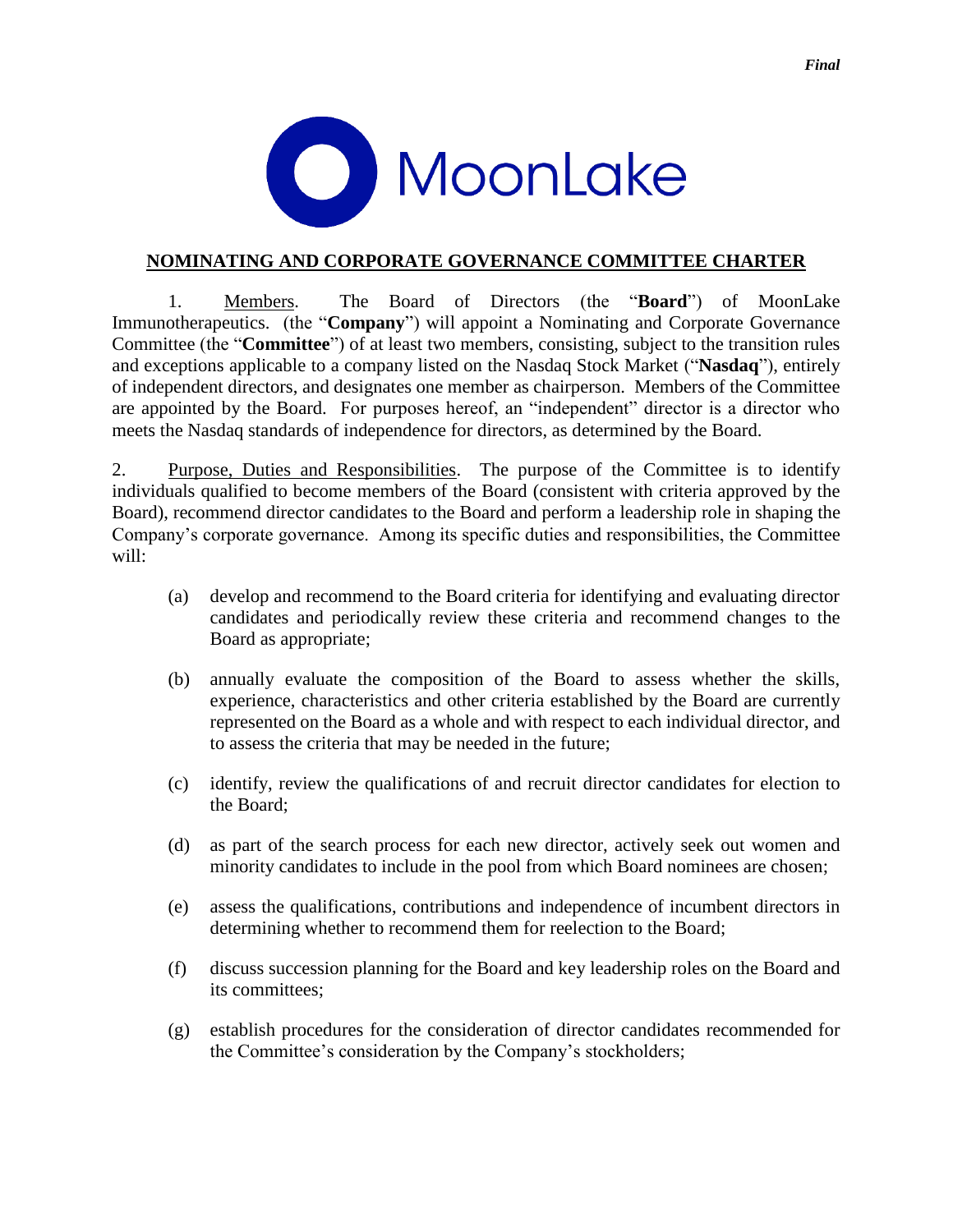*Final*

MoonLake

## NOMINATING AND CORPORATE GOVERNANCE COMMITTEE CHARTER

1. Members. The Board of Directors (the "**Board**") of MoonLake Immunotherapeutics. (the "**Company**") will appoint a Nominating and Corporate Governance Committee (the "**Committee**") of at least two members, consisting, subject to the transition rules and exceptions applicable to a company listed on the Nasdaq Stock Market ("**Nasdaq**"), entirely of independent directors, and designates one member as chairperson. Members of the Committee are appointed by the Board. For purposes hereof, an "independent" director is a director who meets the Nasdaq standards of independence for directors, as determined by the Board.

2. Purpose, Duties and Responsibilities. The purpose of the Committee is to identify individuals qualified to become members of the Board (consistent with criteria approved by the Board), recommend director candidates to the Board and perform a leadership role in shaping the Company's corporate governance. Among its specific duties and responsibilities, the Committee will:

(a) develop and recommend to the Board criteria for identifying and evaluating director candidates and periodically review these criteria and recommend changes to the Board as appropriate;

(b) annually evaluate the composition of the Board to assess whether the skills, experience, characteristics and other criteria established by the Board are currently represented on the Board as a whole and with respect to each individual director, and to assess the criteria that may be needed in the future;

(c) identify, review the qualifications of and recruit director candidates for election to the Board;

(d) as part of the search process for each new director, actively seek out women and minority candidates to include in the pool from which Board nominees are chosen;

(e) assess the qualifications, contributions and independence of incumbent directors in determining whether to recommend them for reelection to the Board;

(f) discuss succession planning for the Board and key leadership roles on the Board and its committees;

(g) establish procedures for the consideration of director candidates recommended for the Committee's consideration by the Company's stockholders;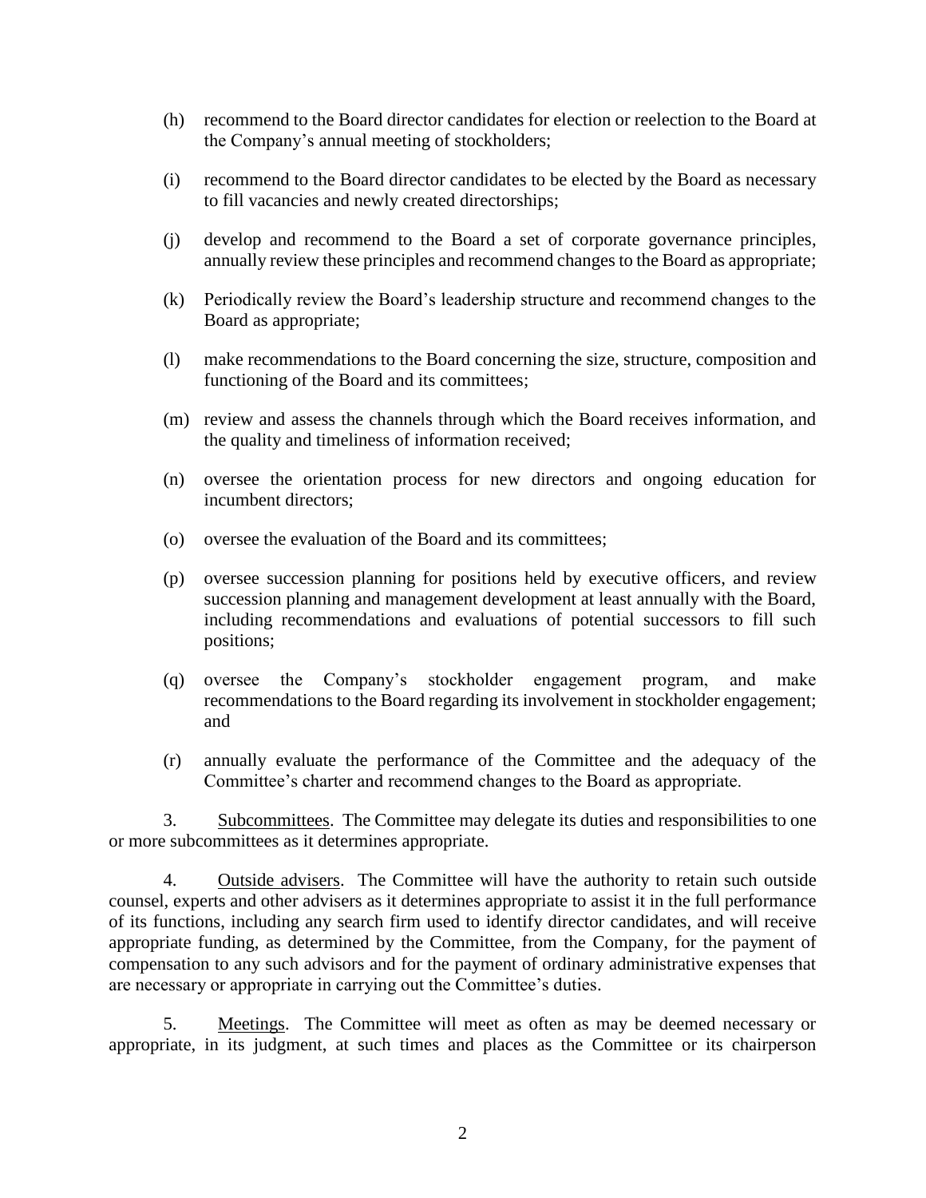(h) recommend to the Board director candidates for election or reelection to the Board at the Company's annual meeting of stockholders;

(i) recommend to the Board director candidates to be elected by the Board as necessary to fill vacancies and newly created directorships;

(j) develop and recommend to the Board a set of corporate governance principles, annually review these principles and recommend changes to the Board as appropriate;

(k) Periodically review the Board's leadership structure and recommend changes to the Board as appropriate;

(l) make recommendations to the Board concerning the size, structure, composition and functioning of the Board and its committees;

(m) review and assess the channels through which the Board receives information, and the quality and timeliness of information received;

(n) oversee the orientation process for new directors and ongoing education for incumbent directors;

(o) oversee the evaluation of the Board and its committees;

(p) oversee succession planning for positions held by executive officers, and review succession planning and management development at least annually with the Board, including recommendations and evaluations of potential successors to fill such positions;

(q) oversee the Company's stockholder engagement program, and make recommendations to the Board regarding its involvement in stockholder engagement; and

(r) annually evaluate the performance of the Committee and the adequacy of the Committee's charter and recommend changes to the Board as appropriate.

3. Subcommittees. The Committee may delegate its duties and responsibilities to one or more subcommittees as it determines appropriate.

4. Outside advisers. The Committee will have the authority to retain such outside counsel, experts and other advisers as it determines appropriate to assist it in the full performance of its functions, including any search firm used to identify director candidates, and will receive appropriate funding, as determined by the Committee, from the Company, for the payment of compensation to any such advisors and for the payment of ordinary administrative expenses that are necessary or appropriate in carrying out the Committee's duties.

5. Meetings. The Committee will meet as often as may be deemed necessary or appropriate, in its judgment, at such times and places as the Committee or its chairperson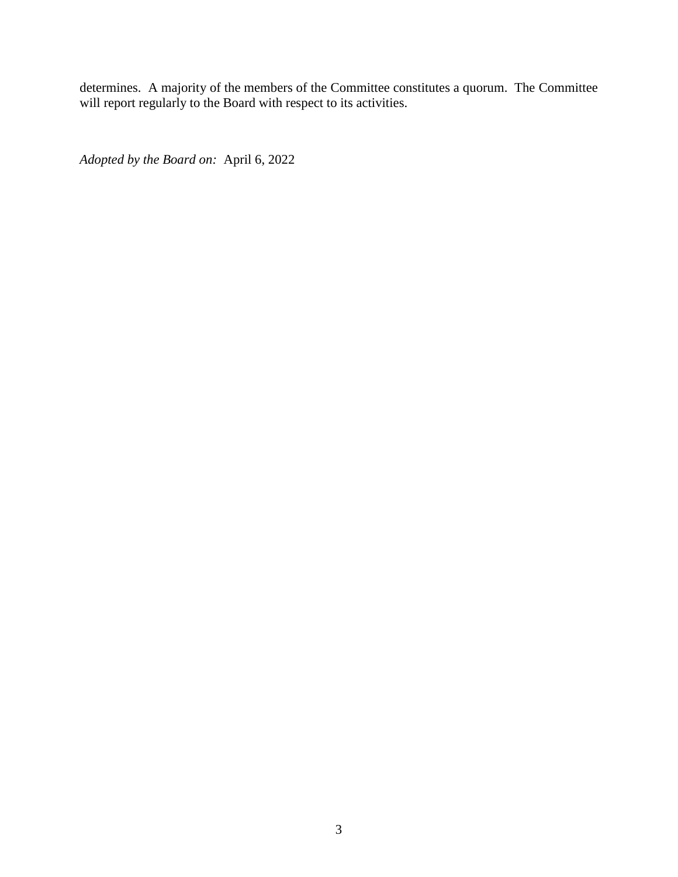determines. A majority of the members of the Committee constitutes a quorum. The Committee will report regularly to the Board with respect to its activities.

*Adopted by the Board on:* April 6, 2022